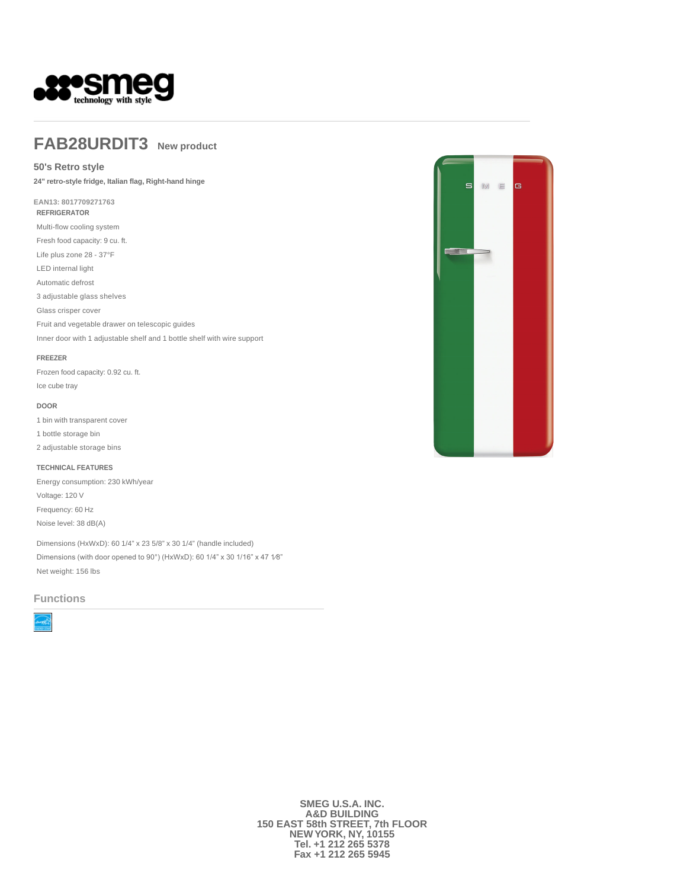# FAB28URDIT3 New product

## 50's Retro style

**24" retro-style fridge, Italian flag, Right-hand hinge**

EAN13: 8017709271763

### REFRIGERATOR

Multi-flow cooling system

Fresh food capacity: 9 cu. ft.

Life plus zone 28 - 37°F

LED internal light

Automatic defrost

3 adjustable glass shelves

Glass crisper cover

Fruit and vegetable drawer on telescopic guides

Inner door with 1 adjustable shelf and 1 bottle shelf with wire support

### FREEZER

Frozen food capacity: 0.92 cu. ft.

Ice cube tray

### DOOR

1 bin with transparent cover

1 bottle storage bin

2 adjustable storage bins

### TECHNICAL FEATURES

Energy consumption: 230 kWh/year

Voltage: 120 V

Frequency: 60 Hz

Noise level: 38 dB(A)

Dimensions (HxWxD): 60 1/4" x 23 5/8" x 30 1/4" (handle included)

Dimensions (with door opened to 90°) (HxWxD): 60 1/4" x 30 1/16" x 47 1⁄8"

Net weight: 156 lbs

## Functions

**SMEG U.S.A. INC.**
**A&D BUILDING**
**150 EAST 58th STREET, 7th FLOOR**
**NEW YORK, NY, 10155**
**Tel. +1 212 265 5378**
**Fax +1 212 265 5945**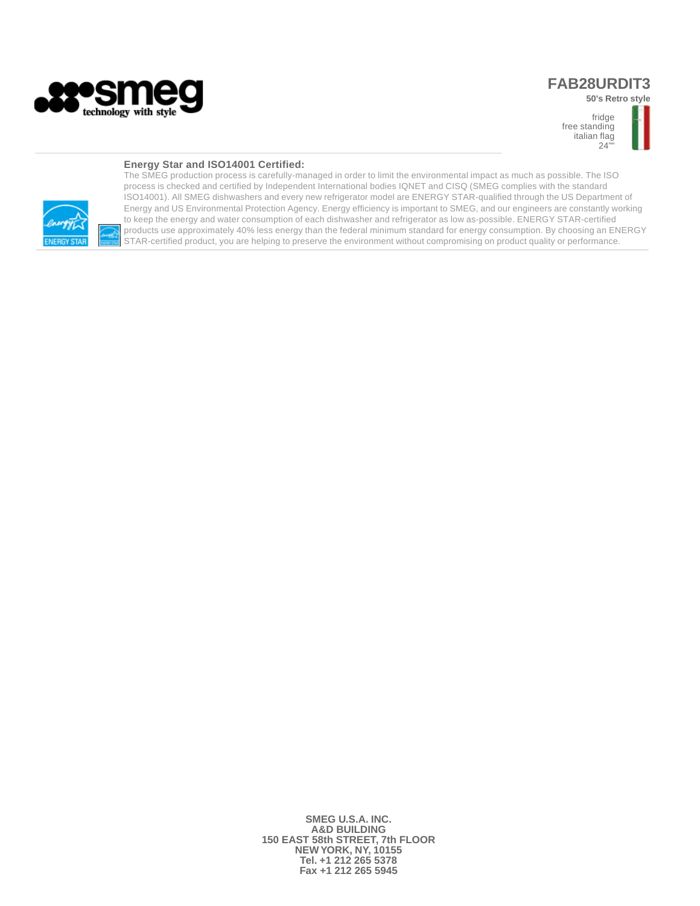# FAB28URDIT3

**50's Retro style**

fridge
free standing
italian flag
24""

### Energy Star and ISO14001 Certified:

The SMEG production process is carefully-managed in order to limit the environmental impact as much as possible. The ISO process is checked and certified by Independent International bodies IQNET and CISQ (SMEG complies with the standard ISO14001). All SMEG dishwashers and every new refrigerator model are ENERGY STAR-qualified through the US Department of Energy and US Environmental Protection Agency. Energy efficiency is important to SMEG, and our engineers are constantly working to keep the energy and water consumption of each dishwasher and refrigerator as low as-possible. ENERGY STAR-certified products use approximately 40% less energy than the federal minimum standard for energy consumption. By choosing an ENERGY STAR-certified product, you are helping to preserve the environment without compromising on product quality or performance.

**SMEG U.S.A. INC.**
**A&D BUILDING**
**150 EAST 58th STREET, 7th FLOOR**
**NEW YORK, NY, 10155**
**Tel. +1 212 265 5378**
**Fax +1 212 265 5945**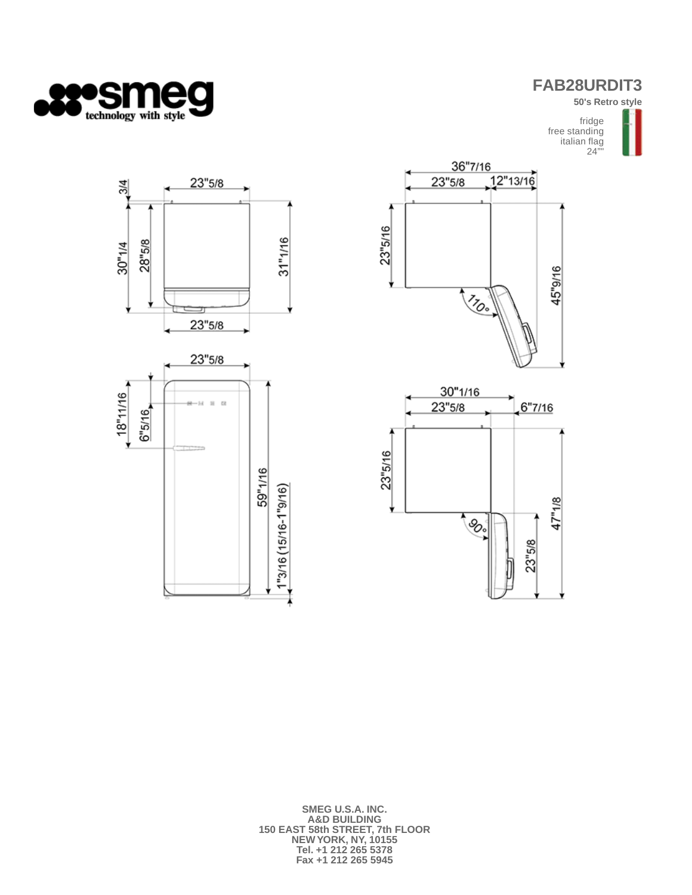**smeg** technology with style

# FAB28URDIT3

**50's Retro style**

fridge
free standing
italian flag
24""

23"5/8
3/4
30"1/4
28"5/8
31"1/16
23"5/8

36"7/16
23"5/8
12"13/16
23"5/16
110°
45"9/16

23"5/8
18"11/16
6"5/16
59"1/16
1"3/16 (15/16-1"9/16)

30"1/16
23"5/8
6"7/16
23"5/16
90°
23"5/8
47"1/8

**SMEG U.S.A. INC.**
**A&D BUILDING**
**150 EAST 58th STREET, 7th FLOOR**
**NEW YORK, NY, 10155**
**Tel. +1 212 265 5378**
**Fax +1 212 265 5945**